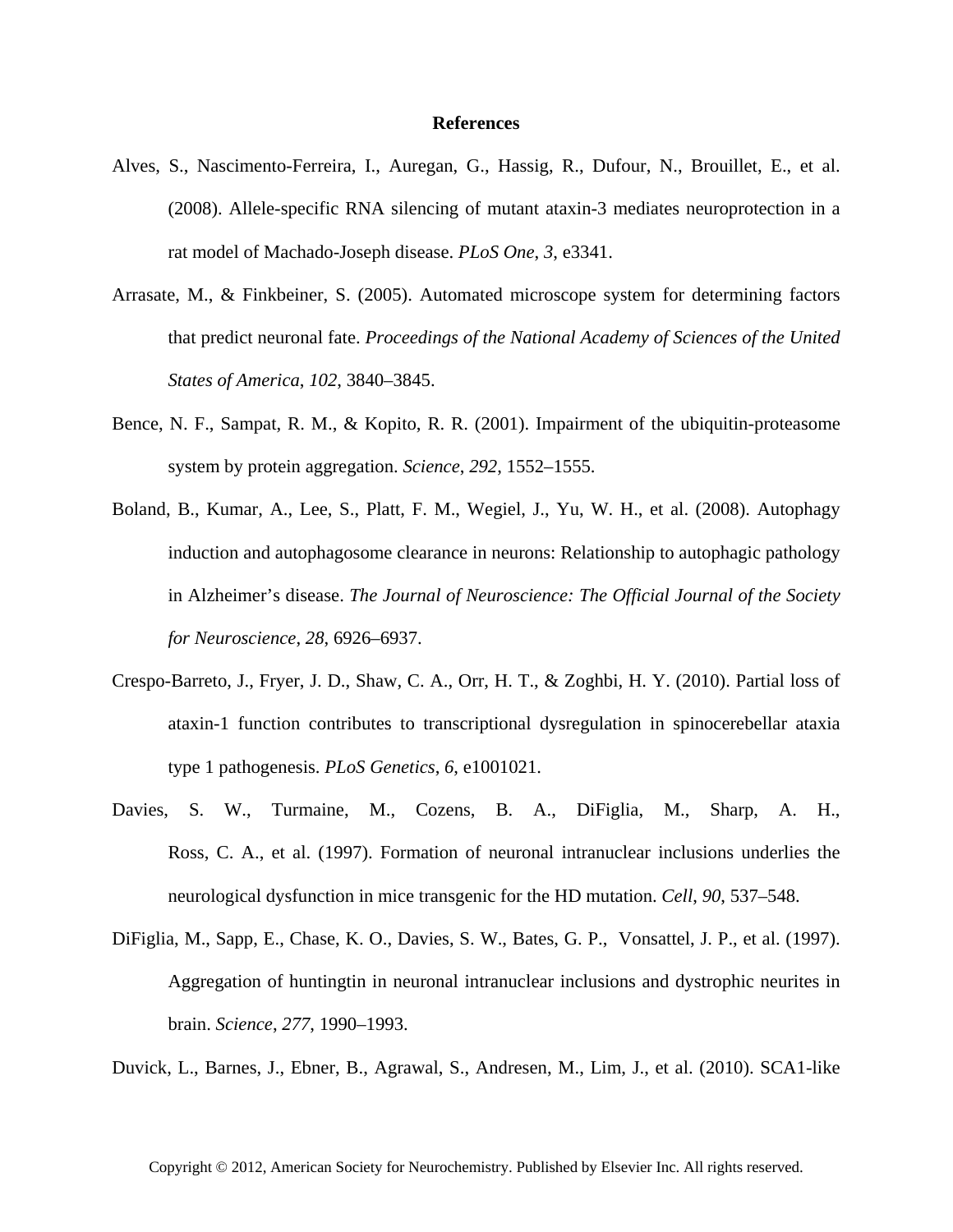# References

Alves, S., Nascimento-Ferreira, I., Auregan, G., Hassig, R., Dufour, N., Brouillet, E., et al. (2008). Allele-specific RNA silencing of mutant ataxin-3 mediates neuroprotection in a rat model of Machado-Joseph disease. *PLoS One*, *3*, e3341.

Arrasate, M., & Finkbeiner, S. (2005). Automated microscope system for determining factors that predict neuronal fate. *Proceedings of the National Academy of Sciences of the United States of America*, *102*, 3840–3845.

Bence, N. F., Sampat, R. M., & Kopito, R. R. (2001). Impairment of the ubiquitin-proteasome system by protein aggregation. *Science*, *292*, 1552–1555.

Boland, B., Kumar, A., Lee, S., Platt, F. M., Wegiel, J., Yu, W. H., et al. (2008). Autophagy induction and autophagosome clearance in neurons: Relationship to autophagic pathology in Alzheimer's disease. *The Journal of Neuroscience: The Official Journal of the Society for Neuroscience*, *28*, 6926–6937.

Crespo-Barreto, J., Fryer, J. D., Shaw, C. A., Orr, H. T., & Zoghbi, H. Y. (2010). Partial loss of ataxin-1 function contributes to transcriptional dysregulation in spinocerebellar ataxia type 1 pathogenesis. *PLoS Genetics*, *6*, e1001021.

Davies, S. W., Turmaine, M., Cozens, B. A., DiFiglia, M., Sharp, A. H., Ross, C. A., et al. (1997). Formation of neuronal intranuclear inclusions underlies the neurological dysfunction in mice transgenic for the HD mutation. *Cell*, *90*, 537–548.

DiFiglia, M., Sapp, E., Chase, K. O., Davies, S. W., Bates, G. P., Vonsattel, J. P., et al. (1997). Aggregation of huntingtin in neuronal intranuclear inclusions and dystrophic neurites in brain. *Science*, *277*, 1990–1993.

Duvick, L., Barnes, J., Ebner, B., Agrawal, S., Andresen, M., Lim, J., et al. (2010). SCA1-like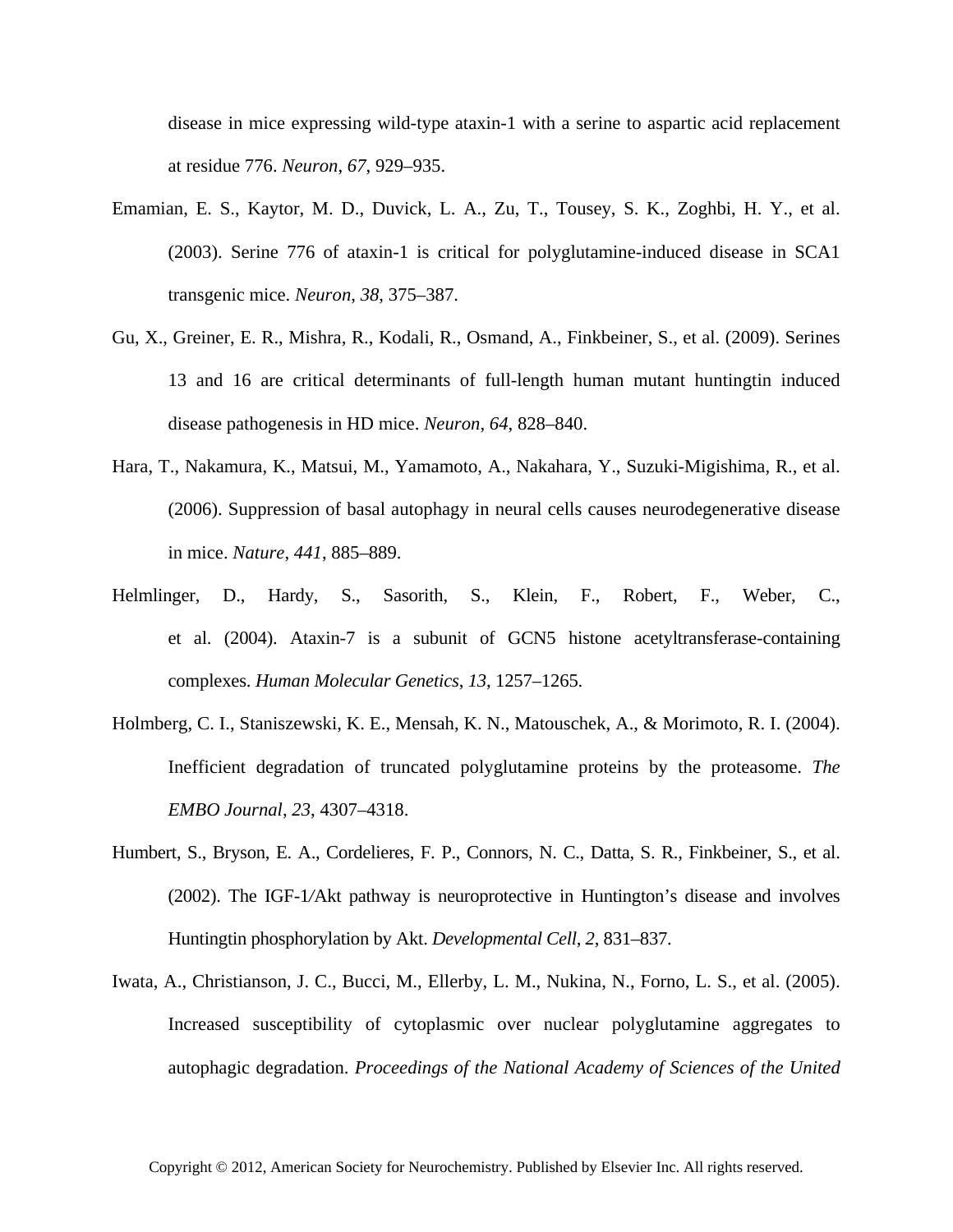disease in mice expressing wild-type ataxin-1 with a serine to aspartic acid replacement at residue 776. *Neuron*, *67*, 929–935.

Emamian, E. S., Kaytor, M. D., Duvick, L. A., Zu, T., Tousey, S. K., Zoghbi, H. Y., et al. (2003). Serine 776 of ataxin-1 is critical for polyglutamine-induced disease in SCA1 transgenic mice. *Neuron*, *38*, 375–387.

Gu, X., Greiner, E. R., Mishra, R., Kodali, R., Osmand, A., Finkbeiner, S., et al. (2009). Serines 13 and 16 are critical determinants of full-length human mutant huntingtin induced disease pathogenesis in HD mice. *Neuron*, *64*, 828–840.

Hara, T., Nakamura, K., Matsui, M., Yamamoto, A., Nakahara, Y., Suzuki-Migishima, R., et al. (2006). Suppression of basal autophagy in neural cells causes neurodegenerative disease in mice. *Nature*, *441*, 885–889.

Helmlinger, D., Hardy, S., Sasorith, S., Klein, F., Robert, F., Weber, C., et al. (2004). Ataxin-7 is a subunit of GCN5 histone acetyltransferase-containing complexes. *Human Molecular Genetics*, *13*, 1257–1265.

Holmberg, C. I., Staniszewski, K. E., Mensah, K. N., Matouschek, A., & Morimoto, R. I. (2004). Inefficient degradation of truncated polyglutamine proteins by the proteasome. *The EMBO Journal*, *23*, 4307–4318.

Humbert, S., Bryson, E. A., Cordelieres, F. P., Connors, N. C., Datta, S. R., Finkbeiner, S., et al. (2002). The IGF-1/Akt pathway is neuroprotective in Huntington's disease and involves Huntingtin phosphorylation by Akt. *Developmental Cell*, *2*, 831–837.

Iwata, A., Christianson, J. C., Bucci, M., Ellerby, L. M., Nukina, N., Forno, L. S., et al. (2005). Increased susceptibility of cytoplasmic over nuclear polyglutamine aggregates to autophagic degradation. *Proceedings of the National Academy of Sciences of the United*

Copyright © 2012, American Society for Neurochemistry. Published by Elsevier Inc. All rights reserved.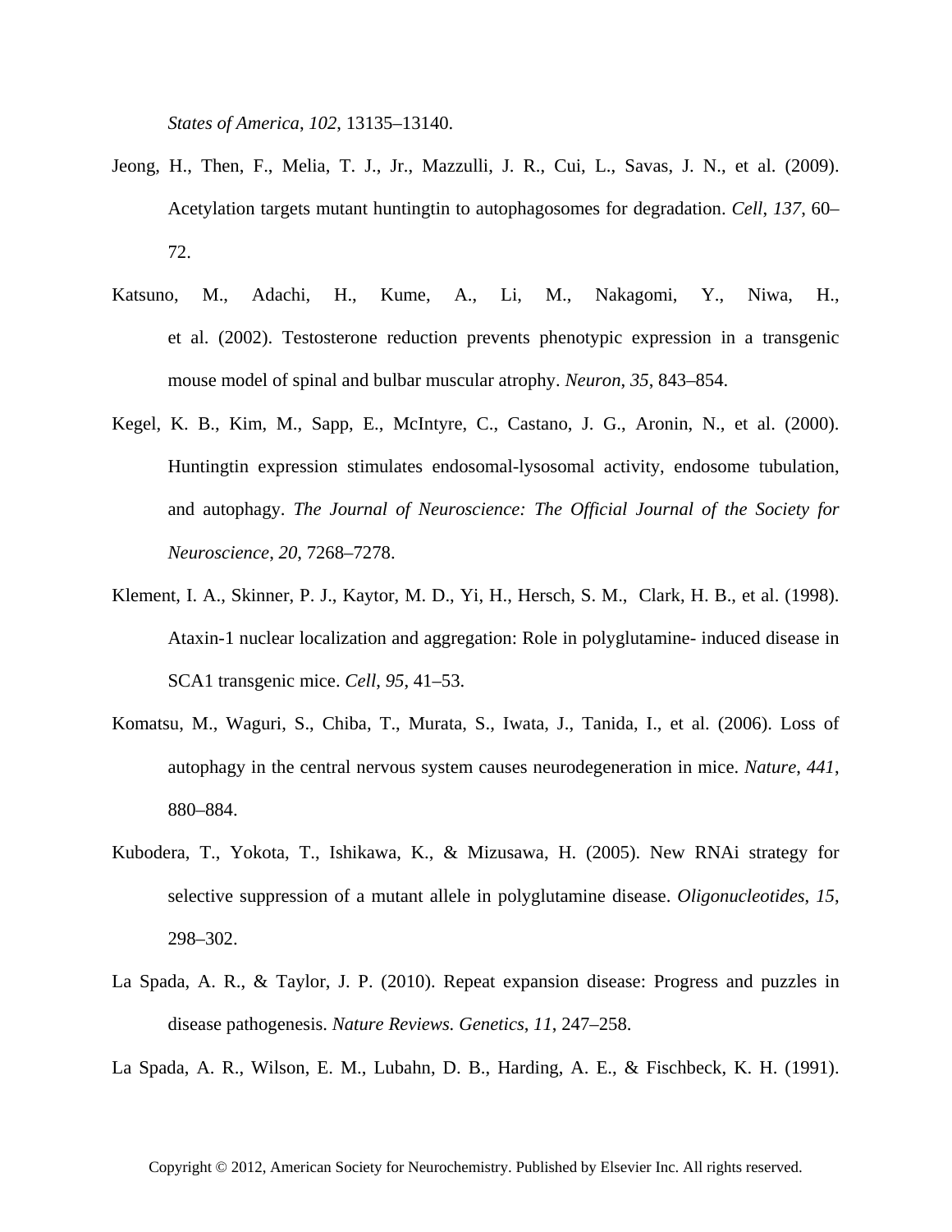*States of America*, *102*, 13135–13140.

Jeong, H., Then, F., Melia, T. J., Jr., Mazzulli, J. R., Cui, L., Savas, J. N., et al. (2009). Acetylation targets mutant huntingtin to autophagosomes for degradation. *Cell*, *137*, 60–72.

Katsuno, M., Adachi, H., Kume, A., Li, M., Nakagomi, Y., Niwa, H., et al. (2002). Testosterone reduction prevents phenotypic expression in a transgenic mouse model of spinal and bulbar muscular atrophy. *Neuron*, *35*, 843–854.

Kegel, K. B., Kim, M., Sapp, E., McIntyre, C., Castano, J. G., Aronin, N., et al. (2000). Huntingtin expression stimulates endosomal-lysosomal activity, endosome tubulation, and autophagy. *The Journal of Neuroscience: The Official Journal of the Society for Neuroscience*, *20*, 7268–7278.

Klement, I. A., Skinner, P. J., Kaytor, M. D., Yi, H., Hersch, S. M., Clark, H. B., et al. (1998). Ataxin-1 nuclear localization and aggregation: Role in polyglutamine- induced disease in SCA1 transgenic mice. *Cell*, *95*, 41–53.

Komatsu, M., Waguri, S., Chiba, T., Murata, S., Iwata, J., Tanida, I., et al. (2006). Loss of autophagy in the central nervous system causes neurodegeneration in mice. *Nature*, *441*, 880–884.

Kubodera, T., Yokota, T., Ishikawa, K., & Mizusawa, H. (2005). New RNAi strategy for selective suppression of a mutant allele in polyglutamine disease. *Oligonucleotides*, *15*, 298–302.

La Spada, A. R., & Taylor, J. P. (2010). Repeat expansion disease: Progress and puzzles in disease pathogenesis. *Nature Reviews. Genetics*, *11*, 247–258.

La Spada, A. R., Wilson, E. M., Lubahn, D. B., Harding, A. E., & Fischbeck, K. H. (1991).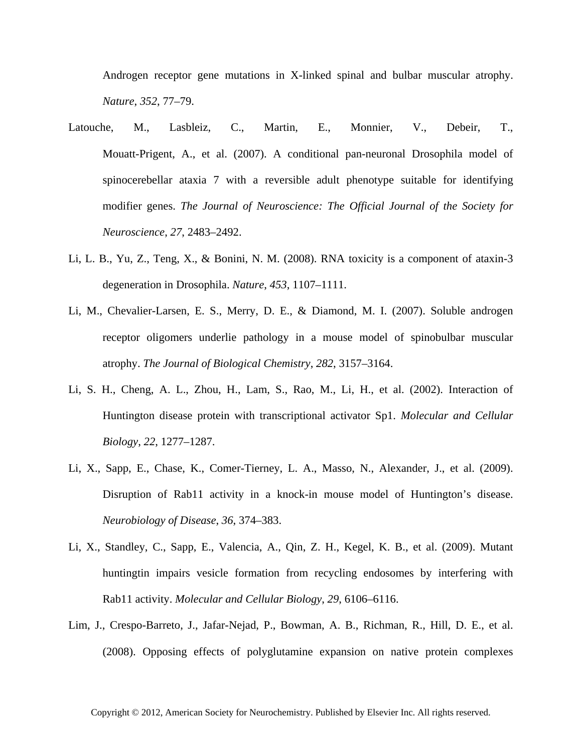Androgen receptor gene mutations in X-linked spinal and bulbar muscular atrophy. *Nature*, *352*, 77–79.

Latouche, M., Lasbleiz, C., Martin, E., Monnier, V., Debeir, T., Mouatt-Prigent, A., et al. (2007). A conditional pan-neuronal Drosophila model of spinocerebellar ataxia 7 with a reversible adult phenotype suitable for identifying modifier genes. *The Journal of Neuroscience: The Official Journal of the Society for Neuroscience*, *27*, 2483–2492.

Li, L. B., Yu, Z., Teng, X., & Bonini, N. M. (2008). RNA toxicity is a component of ataxin-3 degeneration in Drosophila. *Nature*, *453*, 1107–1111.

Li, M., Chevalier-Larsen, E. S., Merry, D. E., & Diamond, M. I. (2007). Soluble androgen receptor oligomers underlie pathology in a mouse model of spinobulbar muscular atrophy. *The Journal of Biological Chemistry*, *282*, 3157–3164.

Li, S. H., Cheng, A. L., Zhou, H., Lam, S., Rao, M., Li, H., et al. (2002). Interaction of Huntington disease protein with transcriptional activator Sp1. *Molecular and Cellular Biology*, *22*, 1277–1287.

Li, X., Sapp, E., Chase, K., Comer-Tierney, L. A., Masso, N., Alexander, J., et al. (2009). Disruption of Rab11 activity in a knock-in mouse model of Huntington's disease. *Neurobiology of Disease*, *36*, 374–383.

Li, X., Standley, C., Sapp, E., Valencia, A., Qin, Z. H., Kegel, K. B., et al. (2009). Mutant huntingtin impairs vesicle formation from recycling endosomes by interfering with Rab11 activity. *Molecular and Cellular Biology*, *29*, 6106–6116.

Lim, J., Crespo-Barreto, J., Jafar-Nejad, P., Bowman, A. B., Richman, R., Hill, D. E., et al. (2008). Opposing effects of polyglutamine expansion on native protein complexes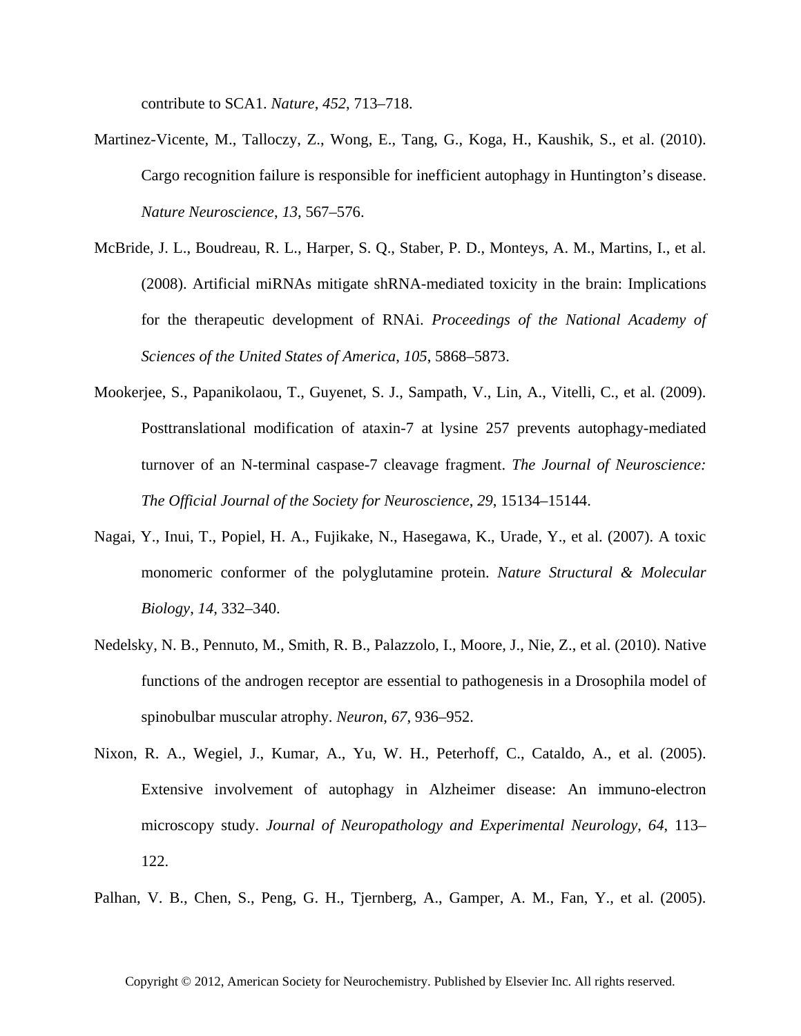contribute to SCA1. *Nature*, *452*, 713–718.

Martinez-Vicente, M., Talloczy, Z., Wong, E., Tang, G., Koga, H., Kaushik, S., et al. (2010). Cargo recognition failure is responsible for inefficient autophagy in Huntington's disease. *Nature Neuroscience*, *13*, 567–576.

McBride, J. L., Boudreau, R. L., Harper, S. Q., Staber, P. D., Monteys, A. M., Martins, I., et al. (2008). Artificial miRNAs mitigate shRNA-mediated toxicity in the brain: Implications for the therapeutic development of RNAi. *Proceedings of the National Academy of Sciences of the United States of America*, *105*, 5868–5873.

Mookerjee, S., Papanikolaou, T., Guyenet, S. J., Sampath, V., Lin, A., Vitelli, C., et al. (2009). Posttranslational modification of ataxin-7 at lysine 257 prevents autophagy-mediated turnover of an N-terminal caspase-7 cleavage fragment. *The Journal of Neuroscience: The Official Journal of the Society for Neuroscience*, *29*, 15134–15144.

Nagai, Y., Inui, T., Popiel, H. A., Fujikake, N., Hasegawa, K., Urade, Y., et al. (2007). A toxic monomeric conformer of the polyglutamine protein. *Nature Structural & Molecular Biology*, *14*, 332–340.

Nedelsky, N. B., Pennuto, M., Smith, R. B., Palazzolo, I., Moore, J., Nie, Z., et al. (2010). Native functions of the androgen receptor are essential to pathogenesis in a Drosophila model of spinobulbar muscular atrophy. *Neuron*, *67*, 936–952.

Nixon, R. A., Wegiel, J., Kumar, A., Yu, W. H., Peterhoff, C., Cataldo, A., et al. (2005). Extensive involvement of autophagy in Alzheimer disease: An immuno-electron microscopy study. *Journal of Neuropathology and Experimental Neurology*, *64*, 113–122.

Palhan, V. B., Chen, S., Peng, G. H., Tjernberg, A., Gamper, A. M., Fan, Y., et al. (2005).

Copyright © 2012, American Society for Neurochemistry. Published by Elsevier Inc. All rights reserved.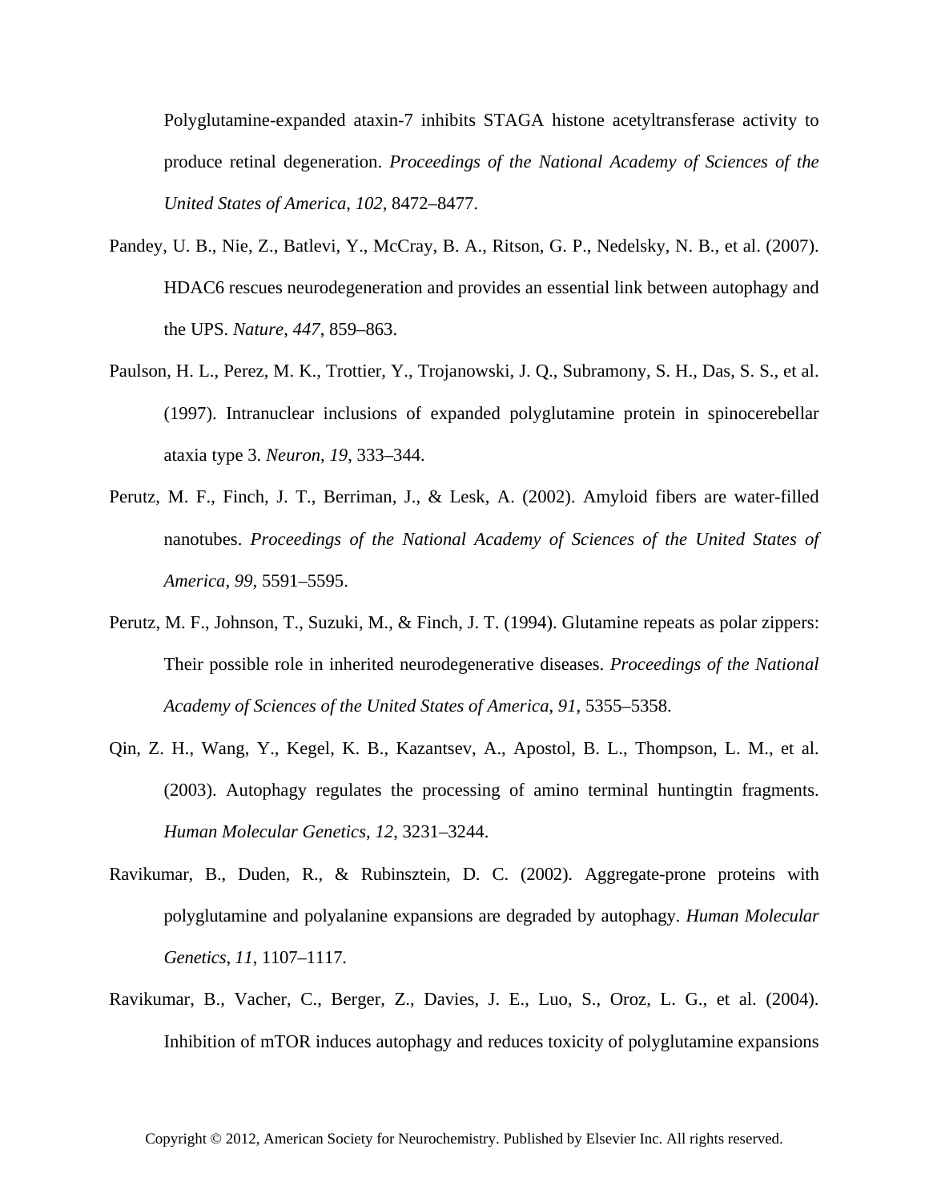Polyglutamine-expanded ataxin-7 inhibits STAGA histone acetyltransferase activity to produce retinal degeneration. *Proceedings of the National Academy of Sciences of the United States of America*, *102*, 8472–8477.

Pandey, U. B., Nie, Z., Batlevi, Y., McCray, B. A., Ritson, G. P., Nedelsky, N. B., et al. (2007). HDAC6 rescues neurodegeneration and provides an essential link between autophagy and the UPS. *Nature*, *447*, 859–863.

Paulson, H. L., Perez, M. K., Trottier, Y., Trojanowski, J. Q., Subramony, S. H., Das, S. S., et al. (1997). Intranuclear inclusions of expanded polyglutamine protein in spinocerebellar ataxia type 3. *Neuron*, *19*, 333–344.

Perutz, M. F., Finch, J. T., Berriman, J., & Lesk, A. (2002). Amyloid fibers are water-filled nanotubes. *Proceedings of the National Academy of Sciences of the United States of America*, *99*, 5591–5595.

Perutz, M. F., Johnson, T., Suzuki, M., & Finch, J. T. (1994). Glutamine repeats as polar zippers: Their possible role in inherited neurodegenerative diseases. *Proceedings of the National Academy of Sciences of the United States of America*, *91*, 5355–5358.

Qin, Z. H., Wang, Y., Kegel, K. B., Kazantsev, A., Apostol, B. L., Thompson, L. M., et al. (2003). Autophagy regulates the processing of amino terminal huntingtin fragments. *Human Molecular Genetics*, *12*, 3231–3244.

Ravikumar, B., Duden, R., & Rubinsztein, D. C. (2002). Aggregate-prone proteins with polyglutamine and polyalanine expansions are degraded by autophagy. *Human Molecular Genetics*, *11*, 1107–1117.

Ravikumar, B., Vacher, C., Berger, Z., Davies, J. E., Luo, S., Oroz, L. G., et al. (2004). Inhibition of mTOR induces autophagy and reduces toxicity of polyglutamine expansions

Copyright © 2012, American Society for Neurochemistry. Published by Elsevier Inc. All rights reserved.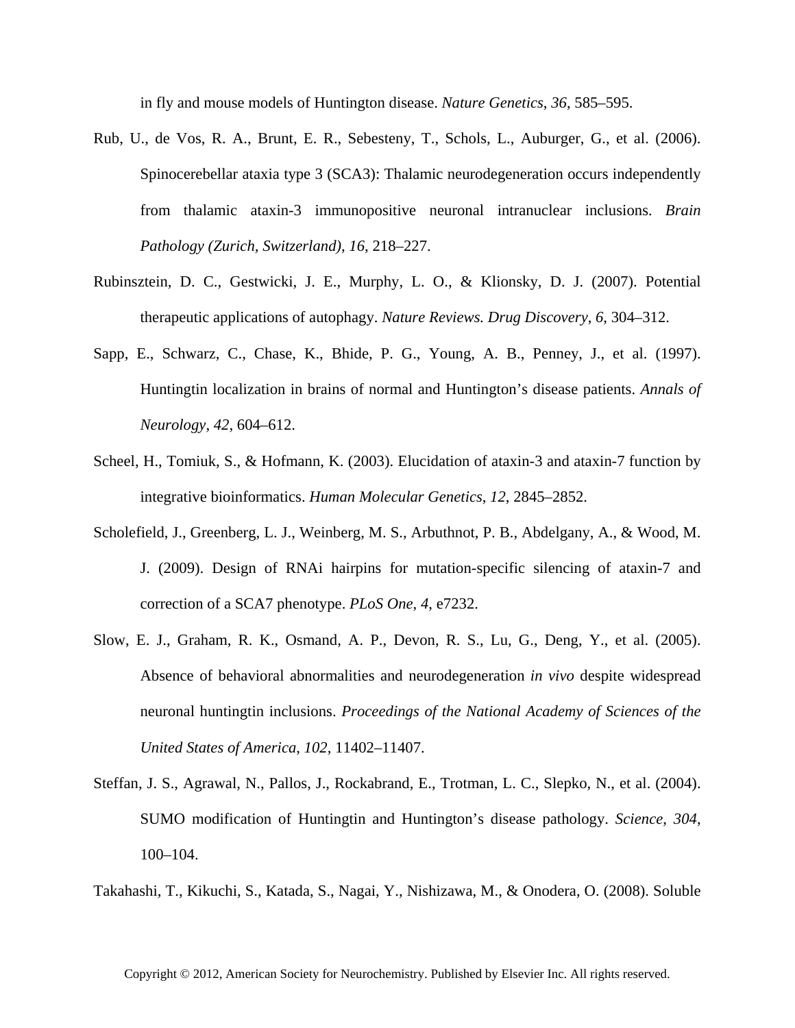in fly and mouse models of Huntington disease. *Nature Genetics*, *36*, 585–595.

Rub, U., de Vos, R. A., Brunt, E. R., Sebesteny, T., Schols, L., Auburger, G., et al. (2006). Spinocerebellar ataxia type 3 (SCA3): Thalamic neurodegeneration occurs independently from thalamic ataxin-3 immunopositive neuronal intranuclear inclusions. *Brain Pathology (Zurich, Switzerland)*, *16*, 218–227.

Rubinsztein, D. C., Gestwicki, J. E., Murphy, L. O., & Klionsky, D. J. (2007). Potential therapeutic applications of autophagy. *Nature Reviews. Drug Discovery*, *6*, 304–312.

Sapp, E., Schwarz, C., Chase, K., Bhide, P. G., Young, A. B., Penney, J., et al. (1997). Huntingtin localization in brains of normal and Huntington's disease patients. *Annals of Neurology*, *42*, 604–612.

Scheel, H., Tomiuk, S., & Hofmann, K. (2003). Elucidation of ataxin-3 and ataxin-7 function by integrative bioinformatics. *Human Molecular Genetics*, *12*, 2845–2852.

Scholefield, J., Greenberg, L. J., Weinberg, M. S., Arbuthnot, P. B., Abdelgany, A., & Wood, M. J. (2009). Design of RNAi hairpins for mutation-specific silencing of ataxin-7 and correction of a SCA7 phenotype. *PLoS One*, *4*, e7232.

Slow, E. J., Graham, R. K., Osmand, A. P., Devon, R. S., Lu, G., Deng, Y., et al. (2005). Absence of behavioral abnormalities and neurodegeneration *in vivo* despite widespread neuronal huntingtin inclusions. *Proceedings of the National Academy of Sciences of the United States of America*, *102*, 11402–11407.

Steffan, J. S., Agrawal, N., Pallos, J., Rockabrand, E., Trotman, L. C., Slepko, N., et al. (2004). SUMO modification of Huntingtin and Huntington's disease pathology. *Science*, *304*, 100–104.

Takahashi, T., Kikuchi, S., Katada, S., Nagai, Y., Nishizawa, M., & Onodera, O. (2008). Soluble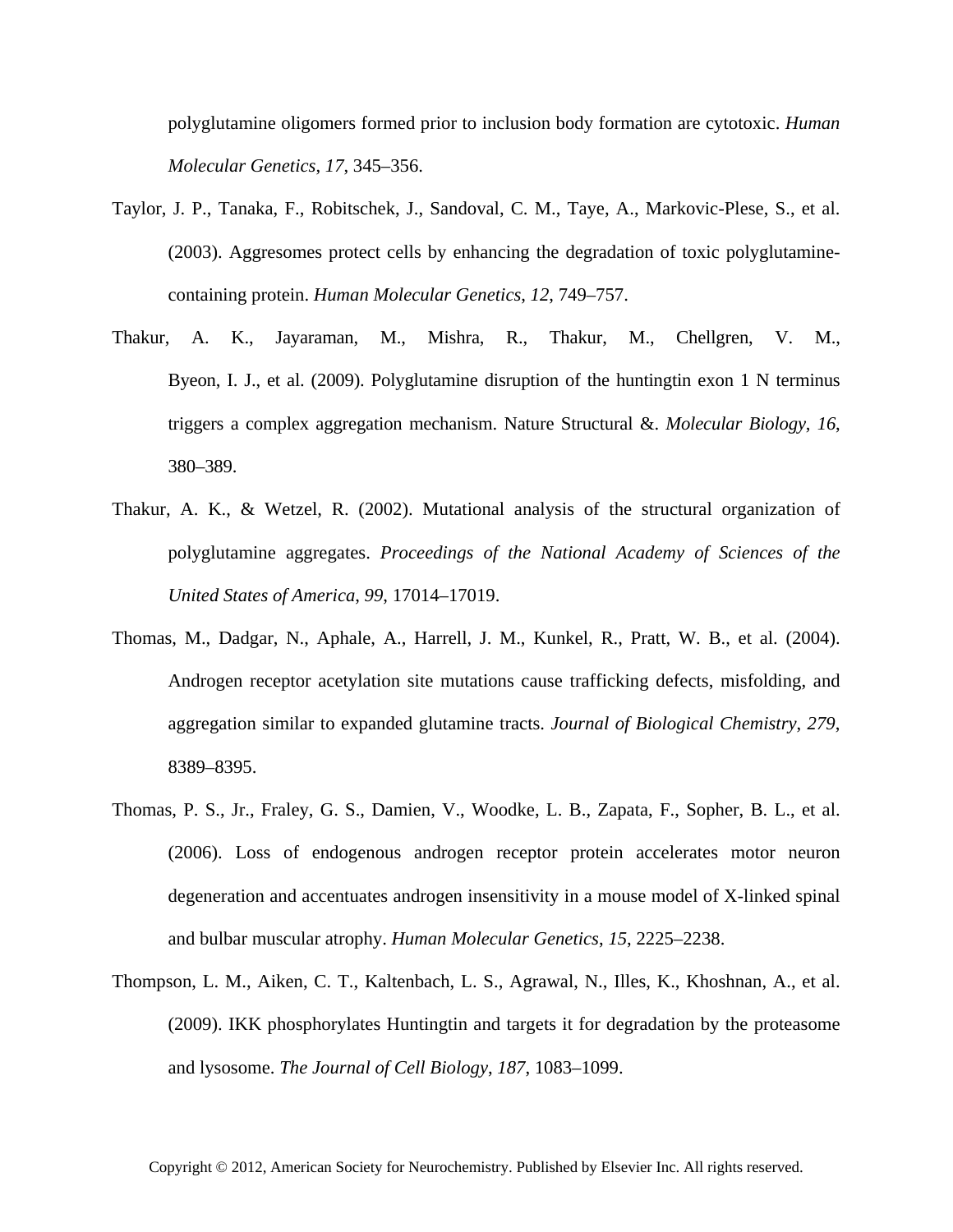polyglutamine oligomers formed prior to inclusion body formation are cytotoxic. *Human Molecular Genetics*, *17*, 345–356.

Taylor, J. P., Tanaka, F., Robitschek, J., Sandoval, C. M., Taye, A., Markovic-Plese, S., et al. (2003). Aggresomes protect cells by enhancing the degradation of toxic polyglutamine-containing protein. *Human Molecular Genetics*, *12*, 749–757.

Thakur, A. K., Jayaraman, M., Mishra, R., Thakur, M., Chellgren, V. M., Byeon, I. J., et al. (2009). Polyglutamine disruption of the huntingtin exon 1 N terminus triggers a complex aggregation mechanism. Nature Structural &. *Molecular Biology*, *16*, 380–389.

Thakur, A. K., & Wetzel, R. (2002). Mutational analysis of the structural organization of polyglutamine aggregates. *Proceedings of the National Academy of Sciences of the United States of America*, *99*, 17014–17019.

Thomas, M., Dadgar, N., Aphale, A., Harrell, J. M., Kunkel, R., Pratt, W. B., et al. (2004). Androgen receptor acetylation site mutations cause trafficking defects, misfolding, and aggregation similar to expanded glutamine tracts. *Journal of Biological Chemistry*, *279*, 8389–8395.

Thomas, P. S., Jr., Fraley, G. S., Damien, V., Woodke, L. B., Zapata, F., Sopher, B. L., et al. (2006). Loss of endogenous androgen receptor protein accelerates motor neuron degeneration and accentuates androgen insensitivity in a mouse model of X-linked spinal and bulbar muscular atrophy. *Human Molecular Genetics*, *15*, 2225–2238.

Thompson, L. M., Aiken, C. T., Kaltenbach, L. S., Agrawal, N., Illes, K., Khoshnan, A., et al. (2009). IKK phosphorylates Huntingtin and targets it for degradation by the proteasome and lysosome. *The Journal of Cell Biology*, *187*, 1083–1099.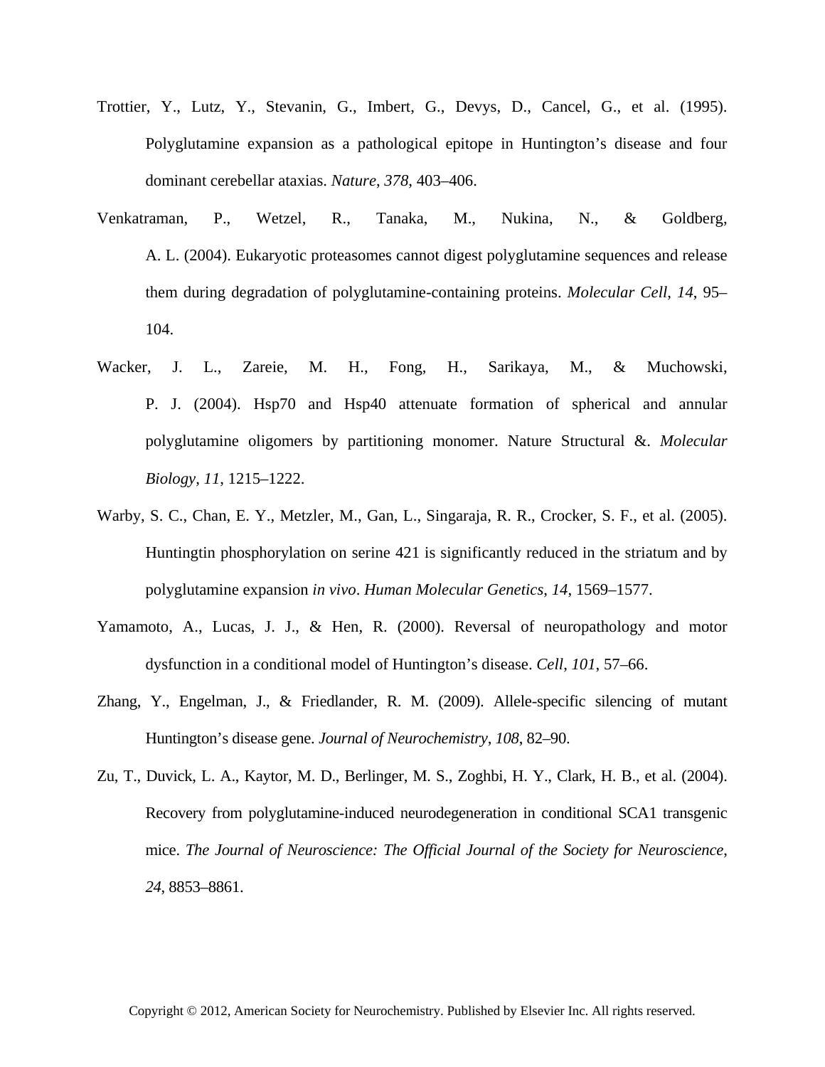Trottier, Y., Lutz, Y., Stevanin, G., Imbert, G., Devys, D., Cancel, G., et al. (1995). Polyglutamine expansion as a pathological epitope in Huntington's disease and four dominant cerebellar ataxias. *Nature*, *378*, 403–406.

Venkatraman, P., Wetzel, R., Tanaka, M., Nukina, N., & Goldberg, A. L. (2004). Eukaryotic proteasomes cannot digest polyglutamine sequences and release them during degradation of polyglutamine-containing proteins. *Molecular Cell*, *14*, 95–104.

Wacker, J. L., Zareie, M. H., Fong, H., Sarikaya, M., & Muchowski, P. J. (2004). Hsp70 and Hsp40 attenuate formation of spherical and annular polyglutamine oligomers by partitioning monomer. Nature Structural &. *Molecular Biology*, *11*, 1215–1222.

Warby, S. C., Chan, E. Y., Metzler, M., Gan, L., Singaraja, R. R., Crocker, S. F., et al. (2005). Huntingtin phosphorylation on serine 421 is significantly reduced in the striatum and by polyglutamine expansion *in vivo*. *Human Molecular Genetics*, *14*, 1569–1577.

Yamamoto, A., Lucas, J. J., & Hen, R. (2000). Reversal of neuropathology and motor dysfunction in a conditional model of Huntington's disease. *Cell*, *101*, 57–66.

Zhang, Y., Engelman, J., & Friedlander, R. M. (2009). Allele-specific silencing of mutant Huntington's disease gene. *Journal of Neurochemistry*, *108*, 82–90.

Zu, T., Duvick, L. A., Kaytor, M. D., Berlinger, M. S., Zoghbi, H. Y., Clark, H. B., et al. (2004). Recovery from polyglutamine-induced neurodegeneration in conditional SCA1 transgenic mice. *The Journal of Neuroscience: The Official Journal of the Society for Neuroscience*, *24*, 8853–8861.

Copyright © 2012, American Society for Neurochemistry. Published by Elsevier Inc. All rights reserved.